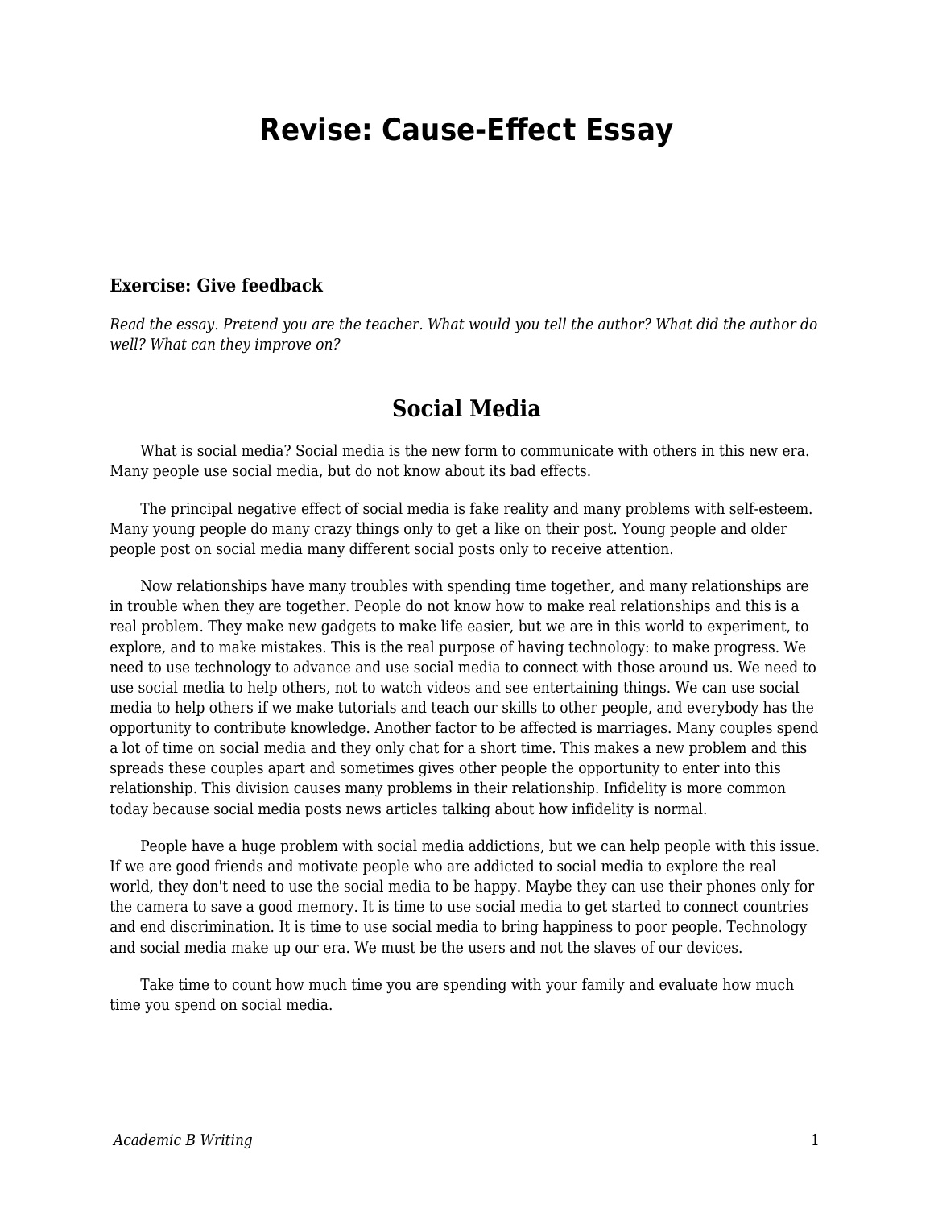# Revise: Cause-Effect Essay

### Exercise: Give feedback

*Read the essay. Pretend you are the teacher. What would you tell the author? What did the author do well? What can they improve on?*

## Social Media

What is social media? Social media is the new form to communicate with others in this new era. Many people use social media, but do not know about its bad effects.

The principal negative effect of social media is fake reality and many problems with self-esteem. Many young people do many crazy things only to get a like on their post. Young people and older people post on social media many different social posts only to receive attention.

Now relationships have many troubles with spending time together, and many relationships are in trouble when they are together. People do not know how to make real relationships and this is a real problem. They make new gadgets to make life easier, but we are in this world to experiment, to explore, and to make mistakes. This is the real purpose of having technology: to make progress. We need to use technology to advance and use social media to connect with those around us. We need to use social media to help others, not to watch videos and see entertaining things. We can use social media to help others if we make tutorials and teach our skills to other people, and everybody has the opportunity to contribute knowledge. Another factor to be affected is marriages. Many couples spend a lot of time on social media and they only chat for a short time. This makes a new problem and this spreads these couples apart and sometimes gives other people the opportunity to enter into this relationship. This division causes many problems in their relationship. Infidelity is more common today because social media posts news articles talking about how infidelity is normal.

People have a huge problem with social media addictions, but we can help people with this issue. If we are good friends and motivate people who are addicted to social media to explore the real world, they don't need to use the social media to be happy. Maybe they can use their phones only for the camera to save a good memory. It is time to use social media to get started to connect countries and end discrimination. It is time to use social media to bring happiness to poor people. Technology and social media make up our era. We must be the users and not the slaves of our devices.

Take time to count how much time you are spending with your family and evaluate how much time you spend on social media.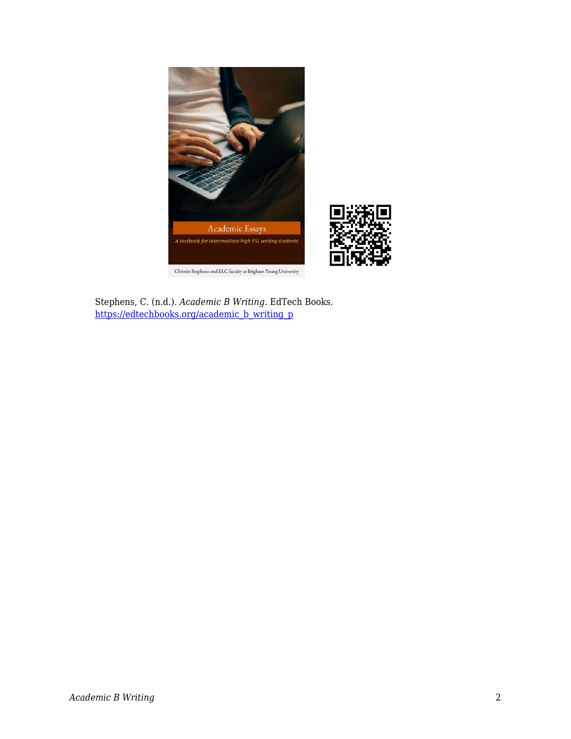Stephens, C. (n.d.). *Academic B Writing*. EdTech Books. https://edtechbooks.org/academic_b_writing_p